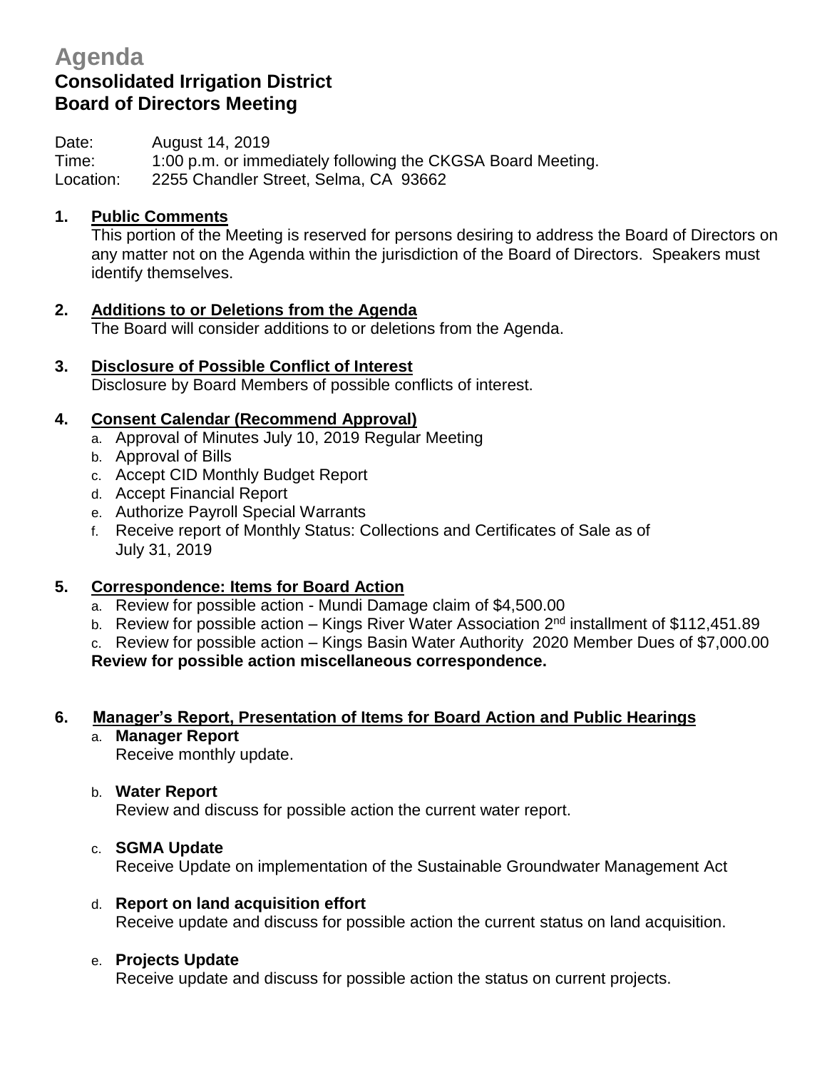# Agenda

## Consolidated Irrigation District
## Board of Directors Meeting

Date: August 14, 2019
Time: 1:00 p.m. or immediately following the CKGSA Board Meeting.
Location: 2255 Chandler Street, Selma, CA 93662

**1. Public Comments**
This portion of the Meeting is reserved for persons desiring to address the Board of Directors on any matter not on the Agenda within the jurisdiction of the Board of Directors. Speakers must identify themselves.

**2. Additions to or Deletions from the Agenda**
The Board will consider additions to or deletions from the Agenda.

**3. Disclosure of Possible Conflict of Interest**
Disclosure by Board Members of possible conflicts of interest.

**4. Consent Calendar (Recommend Approval)**

a. Approval of Minutes July 10, 2019 Regular Meeting
b. Approval of Bills
c. Accept CID Monthly Budget Report
d. Accept Financial Report
e. Authorize Payroll Special Warrants
f. Receive report of Monthly Status: Collections and Certificates of Sale as of July 31, 2019

**5. Correspondence: Items for Board Action**

a. Review for possible action - Mundi Damage claim of $4,500.00
b. Review for possible action – Kings River Water Association 2nd installment of $112,451.89
c. Review for possible action – Kings Basin Water Authority 2020 Member Dues of $7,000.00

**Review for possible action miscellaneous correspondence.**

**6. Manager's Report, Presentation of Items for Board Action and Public Hearings**

a. **Manager Report**
Receive monthly update.

b. **Water Report**
Review and discuss for possible action the current water report.

c. **SGMA Update**
Receive Update on implementation of the Sustainable Groundwater Management Act

d. **Report on land acquisition effort**
Receive update and discuss for possible action the current status on land acquisition.

e. **Projects Update**
Receive update and discuss for possible action the status on current projects.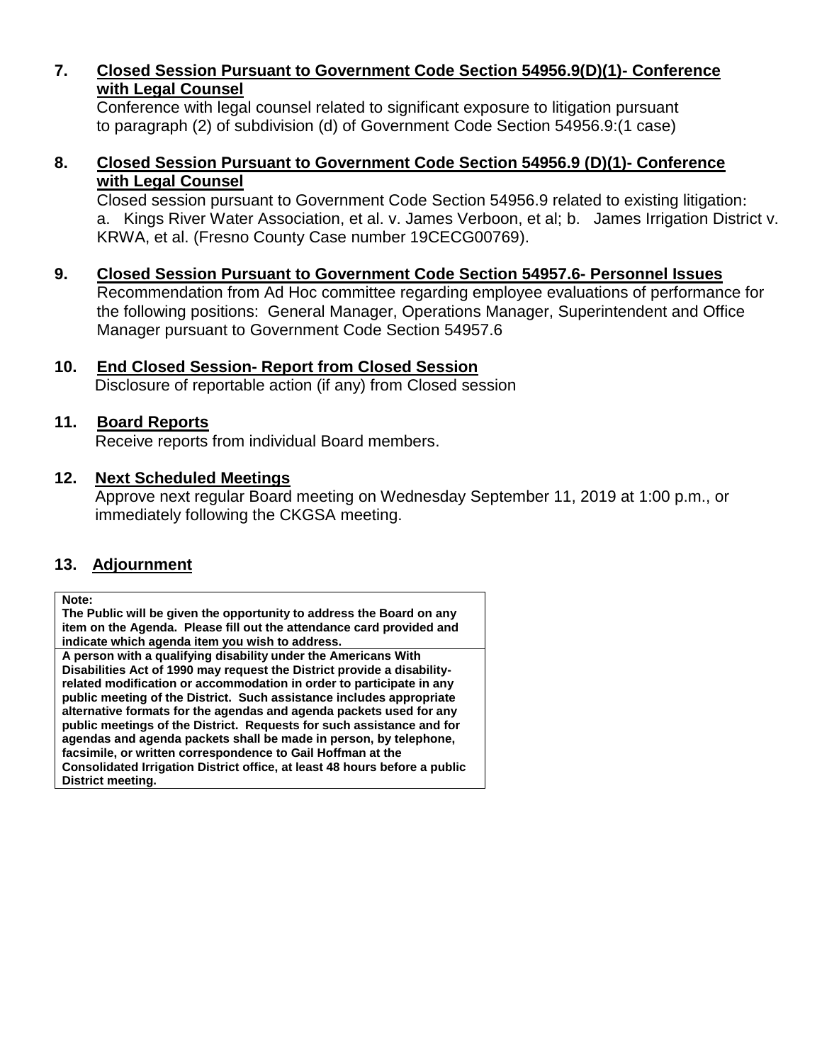**7. Closed Session Pursuant to Government Code Section 54956.9(D)(1)- Conference with Legal Counsel**

Conference with legal counsel related to significant exposure to litigation pursuant to paragraph (2) of subdivision (d) of Government Code Section 54956.9:(1 case)

**8. Closed Session Pursuant to Government Code Section 54956.9 (D)(1)- Conference with Legal Counsel**

Closed session pursuant to Government Code Section 54956.9 related to existing litigation: a. Kings River Water Association, et al. v. James Verboon, et al; b. James Irrigation District v. KRWA, et al. (Fresno County Case number 19CECG00769).

**9. Closed Session Pursuant to Government Code Section 54957.6- Personnel Issues**

Recommendation from Ad Hoc committee regarding employee evaluations of performance for the following positions: General Manager, Operations Manager, Superintendent and Office Manager pursuant to Government Code Section 54957.6

**10. End Closed Session- Report from Closed Session**

Disclosure of reportable action (if any) from Closed session

**11. Board Reports**

Receive reports from individual Board members.

**12. Next Scheduled Meetings**

Approve next regular Board meeting on Wednesday September 11, 2019 at 1:00 p.m., or immediately following the CKGSA meeting.

**13. Adjournment**

**Note:**
**The Public will be given the opportunity to address the Board on any item on the Agenda. Please fill out the attendance card provided and indicate which agenda item you wish to address.**

**A person with a qualifying disability under the Americans With Disabilities Act of 1990 may request the District provide a disability-related modification or accommodation in order to participate in any public meeting of the District. Such assistance includes appropriate alternative formats for the agendas and agenda packets used for any public meetings of the District. Requests for such assistance and for agendas and agenda packets shall be made in person, by telephone, facsimile, or written correspondence to Gail Hoffman at the Consolidated Irrigation District office, at least 48 hours before a public District meeting.**